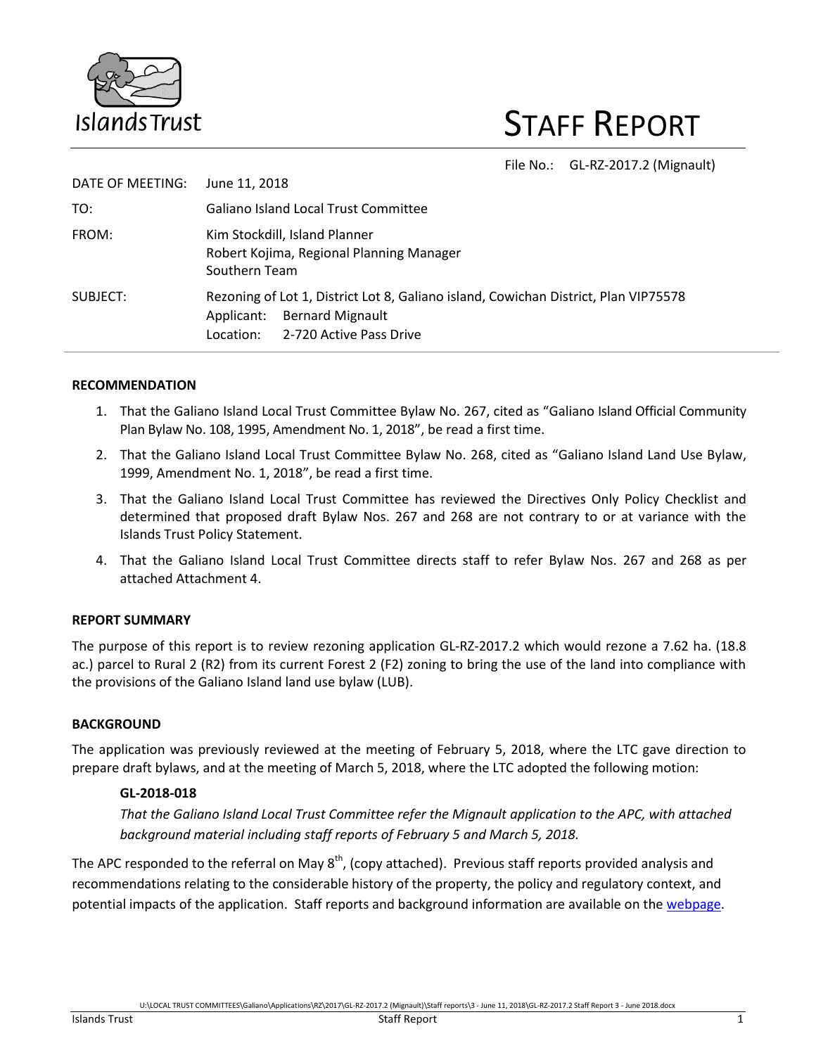Islands Trust

# STAFF REPORT

File No.: GL-RZ-2017.2 (Mignault)

| | |
|---|---|
| DATE OF MEETING: | June 11, 2018 |
| TO: | Galiano Island Local Trust Committee |
| FROM: | Kim Stockdill, Island Planner<br>Robert Kojima, Regional Planning Manager<br>Southern Team |
| SUBJECT: | Rezoning of Lot 1, District Lot 8, Galiano island, Cowichan District, Plan VIP75578<br>Applicant: Bernard Mignault<br>Location: 2-720 Active Pass Drive |

## RECOMMENDATION

1. That the Galiano Island Local Trust Committee Bylaw No. 267, cited as "Galiano Island Official Community Plan Bylaw No. 108, 1995, Amendment No. 1, 2018", be read a first time.
2. That the Galiano Island Local Trust Committee Bylaw No. 268, cited as "Galiano Island Land Use Bylaw, 1999, Amendment No. 1, 2018", be read a first time.
3. That the Galiano Island Local Trust Committee has reviewed the Directives Only Policy Checklist and determined that proposed draft Bylaw Nos. 267 and 268 are not contrary to or at variance with the Islands Trust Policy Statement.
4. That the Galiano Island Local Trust Committee directs staff to refer Bylaw Nos. 267 and 268 as per attached Attachment 4.

## REPORT SUMMARY

The purpose of this report is to review rezoning application GL-RZ-2017.2 which would rezone a 7.62 ha. (18.8 ac.) parcel to Rural 2 (R2) from its current Forest 2 (F2) zoning to bring the use of the land into compliance with the provisions of the Galiano Island land use bylaw (LUB).

## BACKGROUND

The application was previously reviewed at the meeting of February 5, 2018, where the LTC gave direction to prepare draft bylaws, and at the meeting of March 5, 2018, where the LTC adopted the following motion:

**GL-2018-018**

*That the Galiano Island Local Trust Committee refer the Mignault application to the APC, with attached background material including staff reports of February 5 and March 5, 2018.*

The APC responded to the referral on May 8th, (copy attached). Previous staff reports provided analysis and recommendations relating to the considerable history of the property, the policy and regulatory context, and potential impacts of the application. Staff reports and background information are available on the webpage.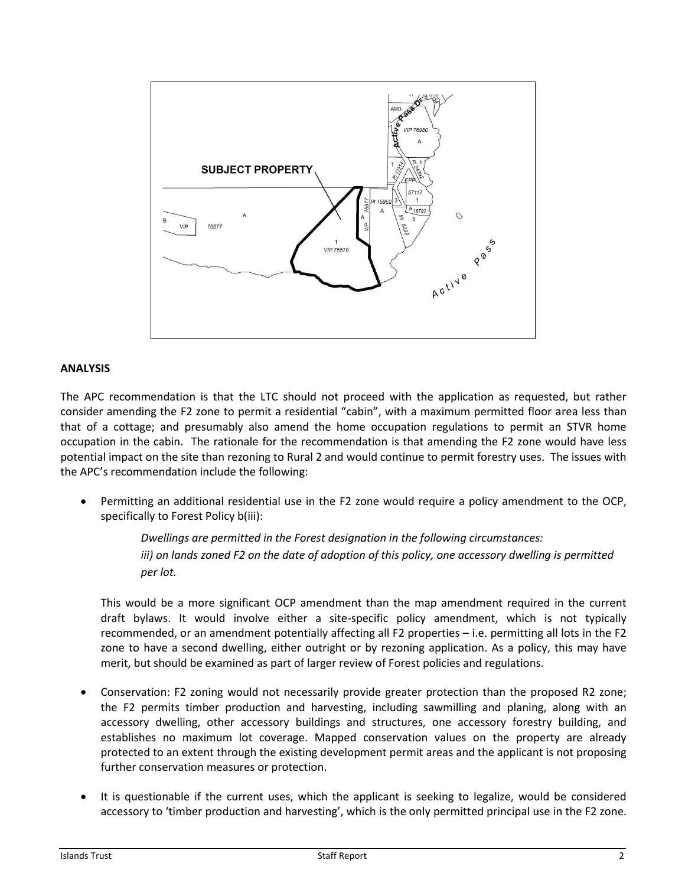## ANALYSIS

The APC recommendation is that the LTC should not proceed with the application as requested, but rather consider amending the F2 zone to permit a residential "cabin", with a maximum permitted floor area less than that of a cottage; and presumably also amend the home occupation regulations to permit an STVR home occupation in the cabin. The rationale for the recommendation is that amending the F2 zone would have less potential impact on the site than rezoning to Rural 2 and would continue to permit forestry uses. The issues with the APC's recommendation include the following:

- Permitting an additional residential use in the F2 zone would require a policy amendment to the OCP, specifically to Forest Policy b(iii):

  > *Dwellings are permitted in the Forest designation in the following circumstances:*
  > *iii) on lands zoned F2 on the date of adoption of this policy, one accessory dwelling is permitted per lot.*

  This would be a more significant OCP amendment than the map amendment required in the current draft bylaws. It would involve either a site-specific policy amendment, which is not typically recommended, or an amendment potentially affecting all F2 properties – i.e. permitting all lots in the F2 zone to have a second dwelling, either outright or by rezoning application. As a policy, this may have merit, but should be examined as part of larger review of Forest policies and regulations.

- Conservation: F2 zoning would not necessarily provide greater protection than the proposed R2 zone; the F2 permits timber production and harvesting, including sawmilling and planing, along with an accessory dwelling, other accessory buildings and structures, one accessory forestry building, and establishes no maximum lot coverage. Mapped conservation values on the property are already protected to an extent through the existing development permit areas and the applicant is not proposing further conservation measures or protection.

- It is questionable if the current uses, which the applicant is seeking to legalize, would be considered accessory to 'timber production and harvesting', which is the only permitted principal use in the F2 zone.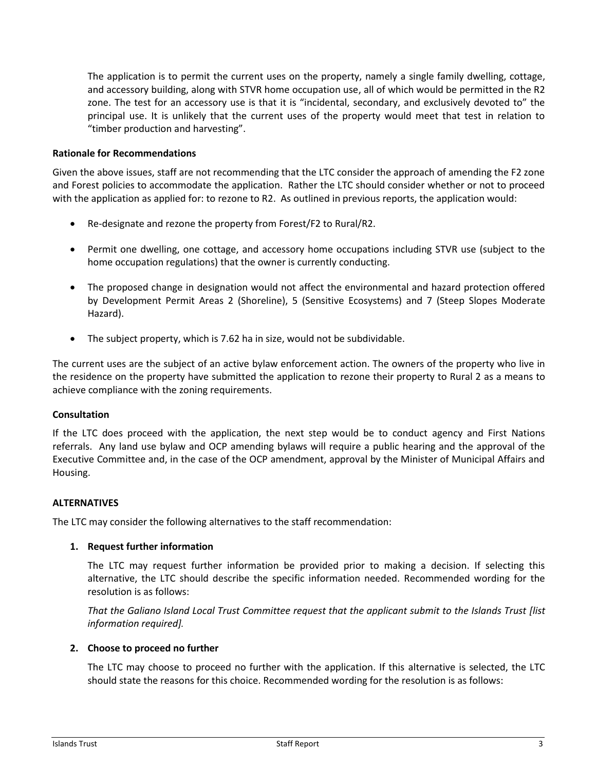The application is to permit the current uses on the property, namely a single family dwelling, cottage, and accessory building, along with STVR home occupation use, all of which would be permitted in the R2 zone. The test for an accessory use is that it is "incidental, secondary, and exclusively devoted to" the principal use. It is unlikely that the current uses of the property would meet that test in relation to "timber production and harvesting".

**Rationale for Recommendations**

Given the above issues, staff are not recommending that the LTC consider the approach of amending the F2 zone and Forest policies to accommodate the application. Rather the LTC should consider whether or not to proceed with the application as applied for: to rezone to R2. As outlined in previous reports, the application would:

- Re-designate and rezone the property from Forest/F2 to Rural/R2.
- Permit one dwelling, one cottage, and accessory home occupations including STVR use (subject to the home occupation regulations) that the owner is currently conducting.
- The proposed change in designation would not affect the environmental and hazard protection offered by Development Permit Areas 2 (Shoreline), 5 (Sensitive Ecosystems) and 7 (Steep Slopes Moderate Hazard).
- The subject property, which is 7.62 ha in size, would not be subdividable.

The current uses are the subject of an active bylaw enforcement action. The owners of the property who live in the residence on the property have submitted the application to rezone their property to Rural 2 as a means to achieve compliance with the zoning requirements.

**Consultation**

If the LTC does proceed with the application, the next step would be to conduct agency and First Nations referrals. Any land use bylaw and OCP amending bylaws will require a public hearing and the approval of the Executive Committee and, in the case of the OCP amendment, approval by the Minister of Municipal Affairs and Housing.

**ALTERNATIVES**

The LTC may consider the following alternatives to the staff recommendation:

1. **Request further information**

   The LTC may request further information be provided prior to making a decision. If selecting this alternative, the LTC should describe the specific information needed. Recommended wording for the resolution is as follows:

   *That the Galiano Island Local Trust Committee request that the applicant submit to the Islands Trust [list information required].*

2. **Choose to proceed no further**

   The LTC may choose to proceed no further with the application. If this alternative is selected, the LTC should state the reasons for this choice. Recommended wording for the resolution is as follows: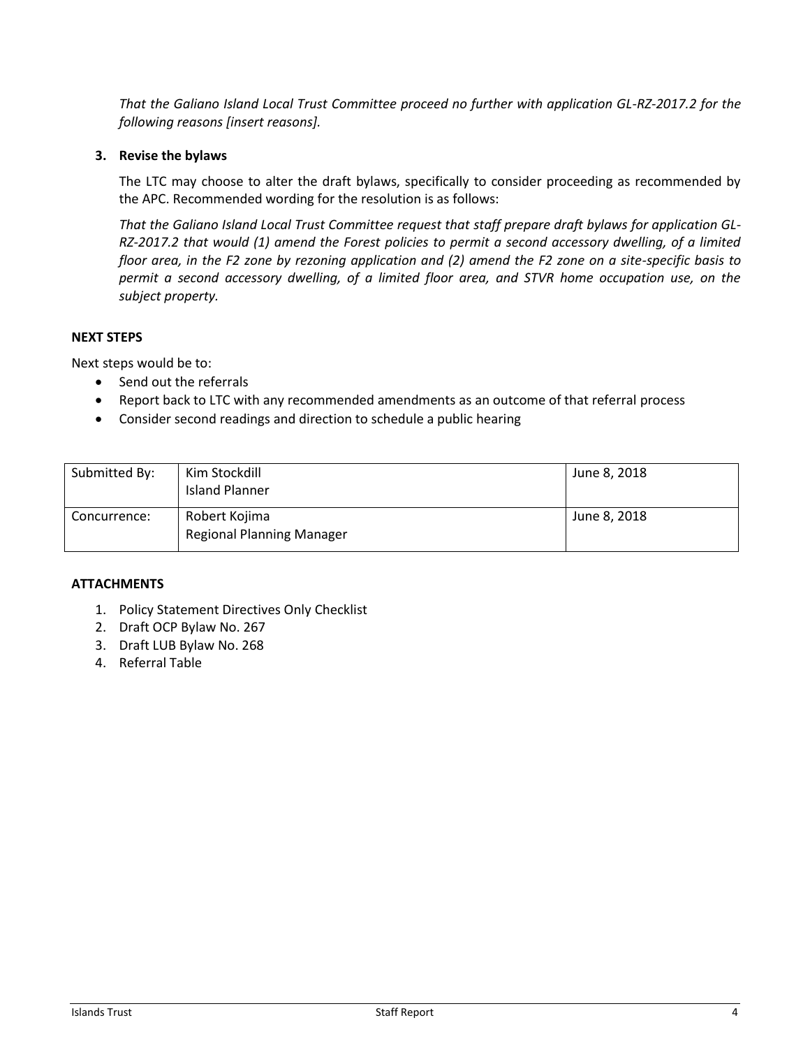*That the Galiano Island Local Trust Committee proceed no further with application GL-RZ-2017.2 for the following reasons [insert reasons].*

**3. Revise the bylaws**

The LTC may choose to alter the draft bylaws, specifically to consider proceeding as recommended by the APC. Recommended wording for the resolution is as follows:

*That the Galiano Island Local Trust Committee request that staff prepare draft bylaws for application GL-RZ-2017.2 that would (1) amend the Forest policies to permit a second accessory dwelling, of a limited floor area, in the F2 zone by rezoning application and (2) amend the F2 zone on a site-specific basis to permit a second accessory dwelling, of a limited floor area, and STVR home occupation use, on the subject property.*

**NEXT STEPS**

Next steps would be to:

- Send out the referrals
- Report back to LTC with any recommended amendments as an outcome of that referral process
- Consider second readings and direction to schedule a public hearing

| Submitted By: | Kim Stockdill<br>Island Planner | June 8, 2018 |
|---|---|---|
| Concurrence: | Robert Kojima<br>Regional Planning Manager | June 8, 2018 |

**ATTACHMENTS**

1. Policy Statement Directives Only Checklist
2. Draft OCP Bylaw No. 267
3. Draft LUB Bylaw No. 268
4. Referral Table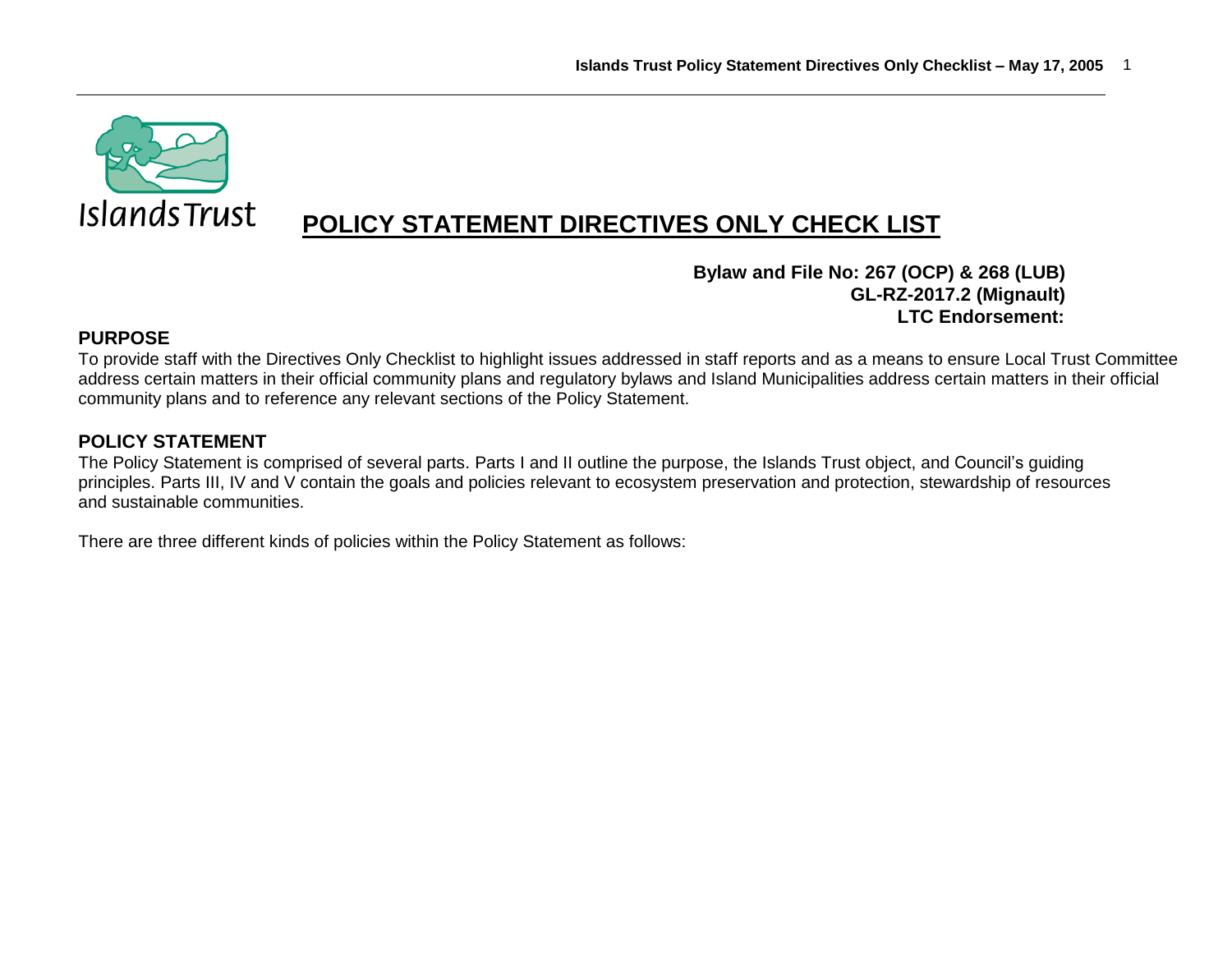Islands Trust

# POLICY STATEMENT DIRECTIVES ONLY CHECK LIST

**Bylaw and File No: 267 (OCP) & 268 (LUB)**
**GL-RZ-2017.2 (Mignault)**
**LTC Endorsement:**

## PURPOSE

To provide staff with the Directives Only Checklist to highlight issues addressed in staff reports and as a means to ensure Local Trust Committee address certain matters in their official community plans and regulatory bylaws and Island Municipalities address certain matters in their official community plans and to reference any relevant sections of the Policy Statement.

## POLICY STATEMENT

The Policy Statement is comprised of several parts. Parts I and II outline the purpose, the Islands Trust object, and Council's guiding principles. Parts III, IV and V contain the goals and policies relevant to ecosystem preservation and protection, stewardship of resources and sustainable communities.

There are three different kinds of policies within the Policy Statement as follows: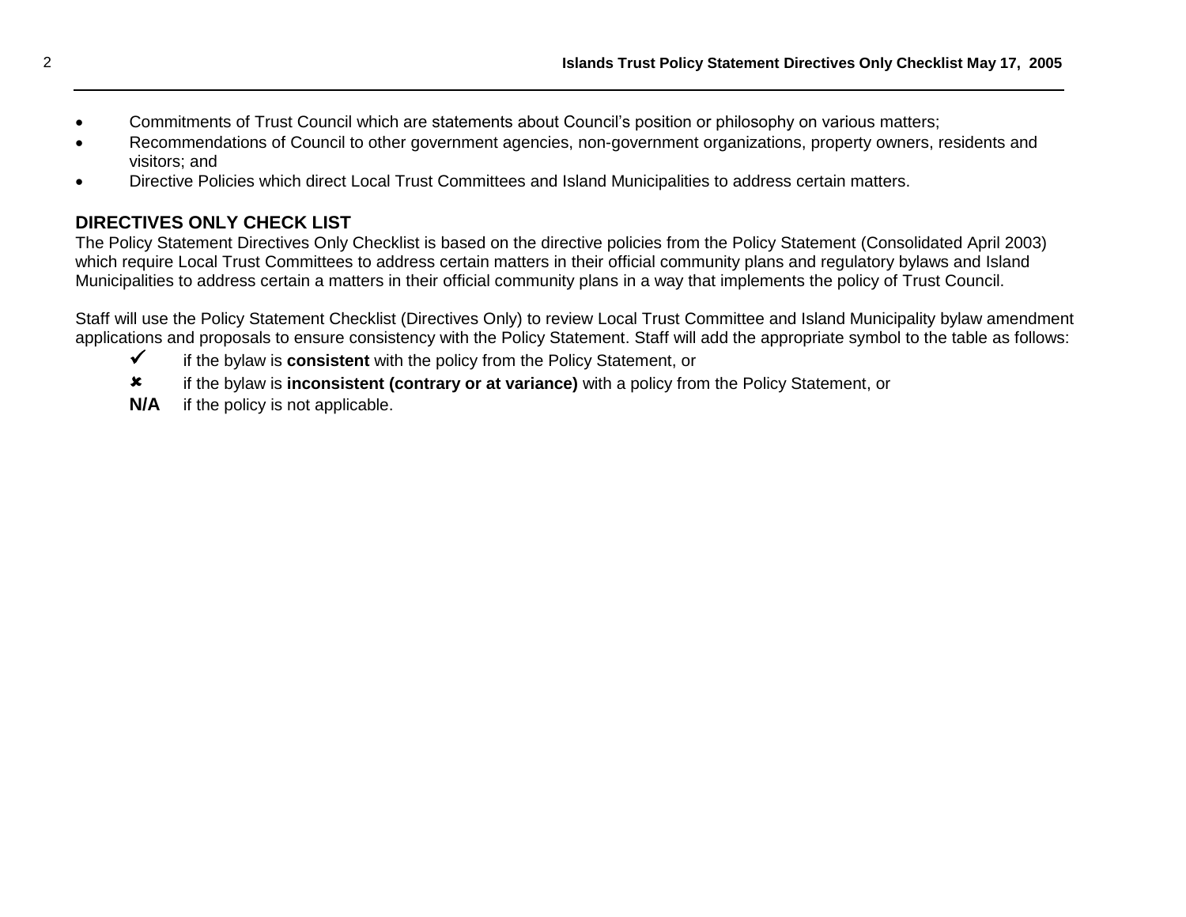- Commitments of Trust Council which are statements about Council's position or philosophy on various matters;
- Recommendations of Council to other government agencies, non-government organizations, property owners, residents and visitors; and
- Directive Policies which direct Local Trust Committees and Island Municipalities to address certain matters.

## DIRECTIVES ONLY CHECK LIST

The Policy Statement Directives Only Checklist is based on the directive policies from the Policy Statement (Consolidated April 2003) which require Local Trust Committees to address certain matters in their official community plans and regulatory bylaws and Island Municipalities to address certain a matters in their official community plans in a way that implements the policy of Trust Council.

Staff will use the Policy Statement Checklist (Directives Only) to review Local Trust Committee and Island Municipality bylaw amendment applications and proposals to ensure consistency with the Policy Statement. Staff will add the appropriate symbol to the table as follows:

- ✓ if the bylaw is **consistent** with the policy from the Policy Statement, or
- ✖ if the bylaw is **inconsistent (contrary or at variance)** with a policy from the Policy Statement, or
- **N/A** if the policy is not applicable.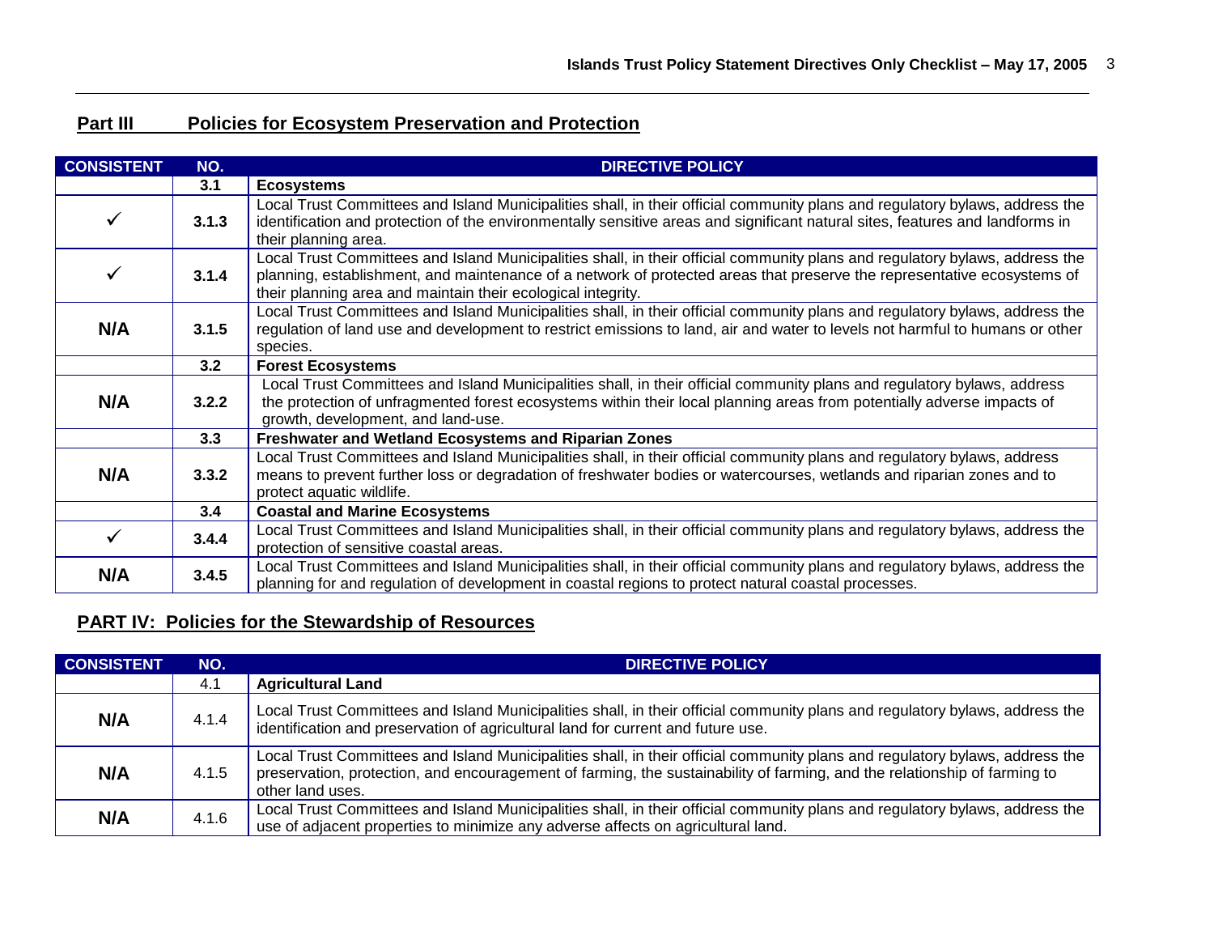## Part III Policies for Ecosystem Preservation and Protection

| CONSISTENT | NO. | DIRECTIVE POLICY |
|---|---|---|
| | **3.1** | **Ecosystems** |
| ✓ | **3.1.3** | Local Trust Committees and Island Municipalities shall, in their official community plans and regulatory bylaws, address the identification and protection of the environmentally sensitive areas and significant natural sites, features and landforms in their planning area. |
| ✓ | **3.1.4** | Local Trust Committees and Island Municipalities shall, in their official community plans and regulatory bylaws, address the planning, establishment, and maintenance of a network of protected areas that preserve the representative ecosystems of their planning area and maintain their ecological integrity. |
| **N/A** | **3.1.5** | Local Trust Committees and Island Municipalities shall, in their official community plans and regulatory bylaws, address the regulation of land use and development to restrict emissions to land, air and water to levels not harmful to humans or other species. |
| | **3.2** | **Forest Ecosystems** |
| **N/A** | **3.2.2** | Local Trust Committees and Island Municipalities shall, in their official community plans and regulatory bylaws, address the protection of unfragmented forest ecosystems within their local planning areas from potentially adverse impacts of growth, development, and land-use. |
| | **3.3** | **Freshwater and Wetland Ecosystems and Riparian Zones** |
| **N/A** | **3.3.2** | Local Trust Committees and Island Municipalities shall, in their official community plans and regulatory bylaws, address means to prevent further loss or degradation of freshwater bodies or watercourses, wetlands and riparian zones and to protect aquatic wildlife. |
| | **3.4** | **Coastal and Marine Ecosystems** |
| ✓ | **3.4.4** | Local Trust Committees and Island Municipalities shall, in their official community plans and regulatory bylaws, address the protection of sensitive coastal areas. |
| **N/A** | **3.4.5** | Local Trust Committees and Island Municipalities shall, in their official community plans and regulatory bylaws, address the planning for and regulation of development in coastal regions to protect natural coastal processes. |

## PART IV: Policies for the Stewardship of Resources

| CONSISTENT | NO. | DIRECTIVE POLICY |
|---|---|---|
| | 4.1 | **Agricultural Land** |
| **N/A** | 4.1.4 | Local Trust Committees and Island Municipalities shall, in their official community plans and regulatory bylaws, address the identification and preservation of agricultural land for current and future use. |
| **N/A** | 4.1.5 | Local Trust Committees and Island Municipalities shall, in their official community plans and regulatory bylaws, address the preservation, protection, and encouragement of farming, the sustainability of farming, and the relationship of farming to other land uses. |
| **N/A** | 4.1.6 | Local Trust Committees and Island Municipalities shall, in their official community plans and regulatory bylaws, address the use of adjacent properties to minimize any adverse affects on agricultural land. |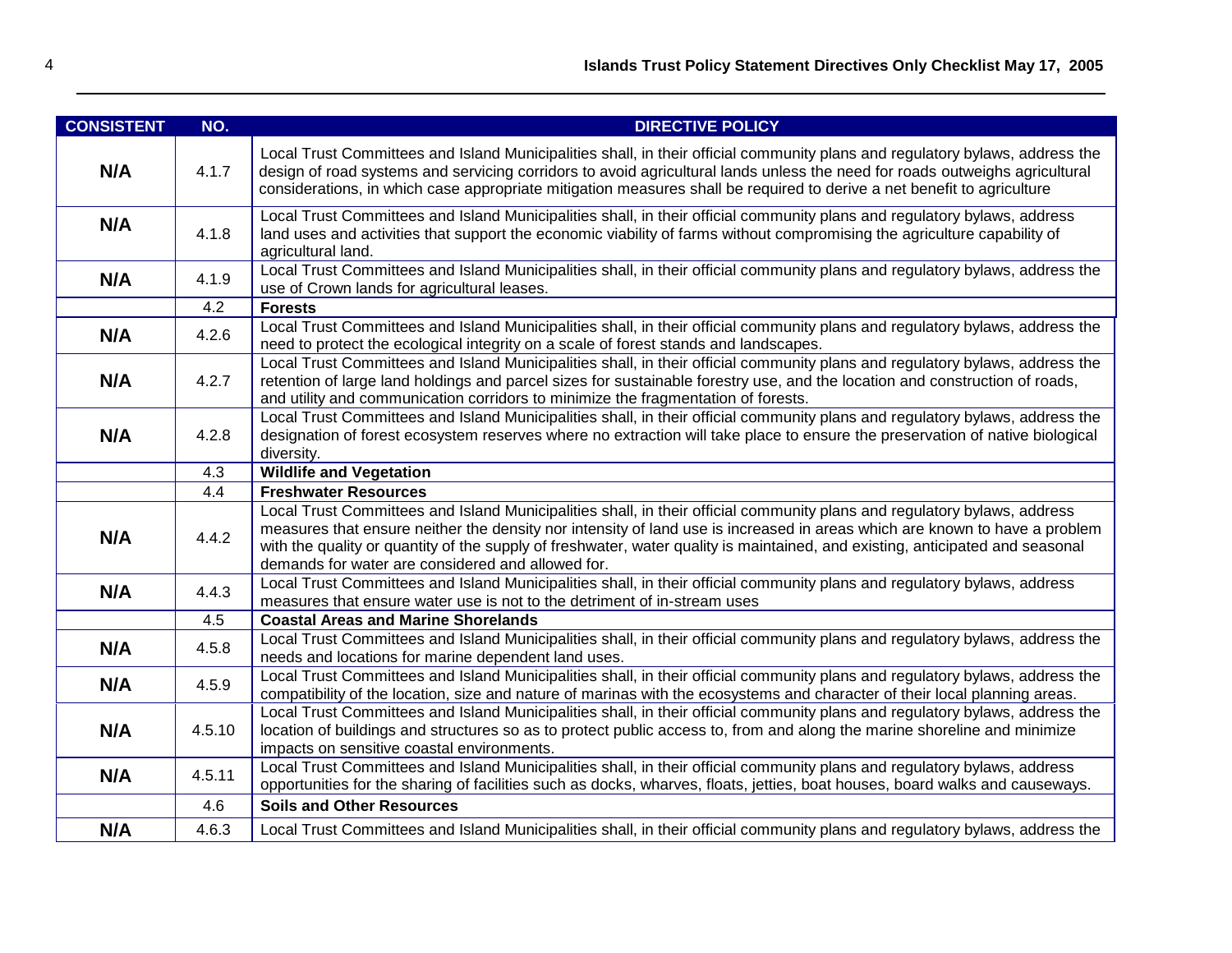| CONSISTENT | NO. | DIRECTIVE POLICY |
|---|---|---|
| **N/A** | 4.1.7 | Local Trust Committees and Island Municipalities shall, in their official community plans and regulatory bylaws, address the design of road systems and servicing corridors to avoid agricultural lands unless the need for roads outweighs agricultural considerations, in which case appropriate mitigation measures shall be required to derive a net benefit to agriculture |
| **N/A** | 4.1.8 | Local Trust Committees and Island Municipalities shall, in their official community plans and regulatory bylaws, address land uses and activities that support the economic viability of farms without compromising the agriculture capability of agricultural land. |
| **N/A** | 4.1.9 | Local Trust Committees and Island Municipalities shall, in their official community plans and regulatory bylaws, address the use of Crown lands for agricultural leases. |
| | 4.2 | **Forests** |
| **N/A** | 4.2.6 | Local Trust Committees and Island Municipalities shall, in their official community plans and regulatory bylaws, address the need to protect the ecological integrity on a scale of forest stands and landscapes. |
| **N/A** | 4.2.7 | Local Trust Committees and Island Municipalities shall, in their official community plans and regulatory bylaws, address the retention of large land holdings and parcel sizes for sustainable forestry use, and the location and construction of roads, and utility and communication corridors to minimize the fragmentation of forests. |
| **N/A** | 4.2.8 | Local Trust Committees and Island Municipalities shall, in their official community plans and regulatory bylaws, address the designation of forest ecosystem reserves where no extraction will take place to ensure the preservation of native biological diversity. |
| | 4.3 | **Wildlife and Vegetation** |
| | 4.4 | **Freshwater Resources** |
| **N/A** | 4.4.2 | Local Trust Committees and Island Municipalities shall, in their official community plans and regulatory bylaws, address measures that ensure neither the density nor intensity of land use is increased in areas which are known to have a problem with the quality or quantity of the supply of freshwater, water quality is maintained, and existing, anticipated and seasonal demands for water are considered and allowed for. |
| **N/A** | 4.4.3 | Local Trust Committees and Island Municipalities shall, in their official community plans and regulatory bylaws, address measures that ensure water use is not to the detriment of in-stream uses |
| | 4.5 | **Coastal Areas and Marine Shorelands** |
| **N/A** | 4.5.8 | Local Trust Committees and Island Municipalities shall, in their official community plans and regulatory bylaws, address the needs and locations for marine dependent land uses. |
| **N/A** | 4.5.9 | Local Trust Committees and Island Municipalities shall, in their official community plans and regulatory bylaws, address the compatibility of the location, size and nature of marinas with the ecosystems and character of their local planning areas. |
| **N/A** | 4.5.10 | Local Trust Committees and Island Municipalities shall, in their official community plans and regulatory bylaws, address the location of buildings and structures so as to protect public access to, from and along the marine shoreline and minimize impacts on sensitive coastal environments. |
| **N/A** | 4.5.11 | Local Trust Committees and Island Municipalities shall, in their official community plans and regulatory bylaws, address opportunities for the sharing of facilities such as docks, wharves, floats, jetties, boat houses, board walks and causeways. |
| | 4.6 | **Soils and Other Resources** |
| **N/A** | 4.6.3 | Local Trust Committees and Island Municipalities shall, in their official community plans and regulatory bylaws, address the |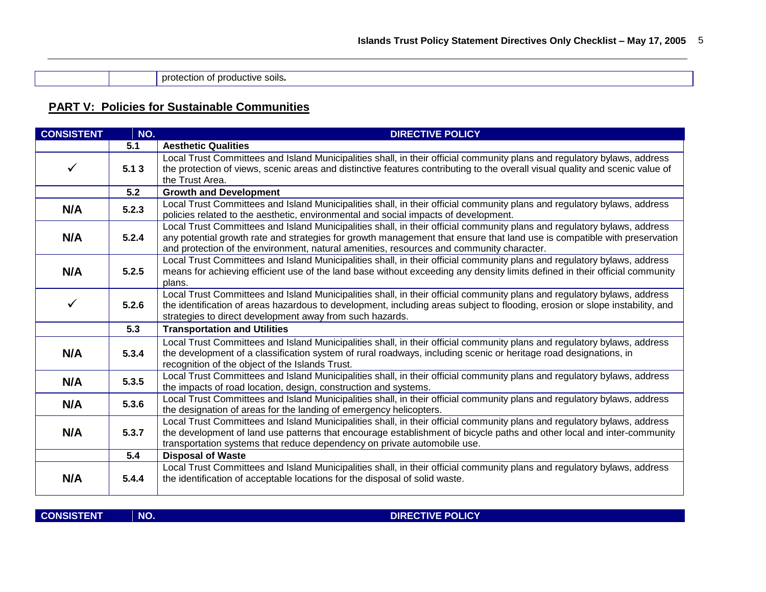| | | protection of productive soils**.** |
|---|---|---|

## PART V: Policies for Sustainable Communities

| CONSISTENT | NO. | DIRECTIVE POLICY |
|---|---|---|
| | **5.1** | **Aesthetic Qualities** |
| ✓ | **5.1 3** | Local Trust Committees and Island Municipalities shall, in their official community plans and regulatory bylaws, address the protection of views, scenic areas and distinctive features contributing to the overall visual quality and scenic value of the Trust Area. |
| | **5.2** | **Growth and Development** |
| **N/A** | **5.2.3** | Local Trust Committees and Island Municipalities shall, in their official community plans and regulatory bylaws, address policies related to the aesthetic, environmental and social impacts of development. |
| **N/A** | **5.2.4** | Local Trust Committees and Island Municipalities shall, in their official community plans and regulatory bylaws, address any potential growth rate and strategies for growth management that ensure that land use is compatible with preservation and protection of the environment, natural amenities, resources and community character. |
| **N/A** | **5.2.5** | Local Trust Committees and Island Municipalities shall, in their official community plans and regulatory bylaws, address means for achieving efficient use of the land base without exceeding any density limits defined in their official community plans. |
| ✓ | **5.2.6** | Local Trust Committees and Island Municipalities shall, in their official community plans and regulatory bylaws, address the identification of areas hazardous to development, including areas subject to flooding, erosion or slope instability, and strategies to direct development away from such hazards. |
| | **5.3** | **Transportation and Utilities** |
| **N/A** | **5.3.4** | Local Trust Committees and Island Municipalities shall, in their official community plans and regulatory bylaws, address the development of a classification system of rural roadways, including scenic or heritage road designations, in recognition of the object of the Islands Trust. |
| **N/A** | **5.3.5** | Local Trust Committees and Island Municipalities shall, in their official community plans and regulatory bylaws, address the impacts of road location, design, construction and systems. |
| **N/A** | **5.3.6** | Local Trust Committees and Island Municipalities shall, in their official community plans and regulatory bylaws, address the designation of areas for the landing of emergency helicopters. |
| **N/A** | **5.3.7** | Local Trust Committees and Island Municipalities shall, in their official community plans and regulatory bylaws, address the development of land use patterns that encourage establishment of bicycle paths and other local and inter-community transportation systems that reduce dependency on private automobile use. |
| | **5.4** | **Disposal of Waste** |
| **N/A** | **5.4.4** | Local Trust Committees and Island Municipalities shall, in their official community plans and regulatory bylaws, address the identification of acceptable locations for the disposal of solid waste. |

| CONSISTENT | NO. | DIRECTIVE POLICY |
|---|---|---|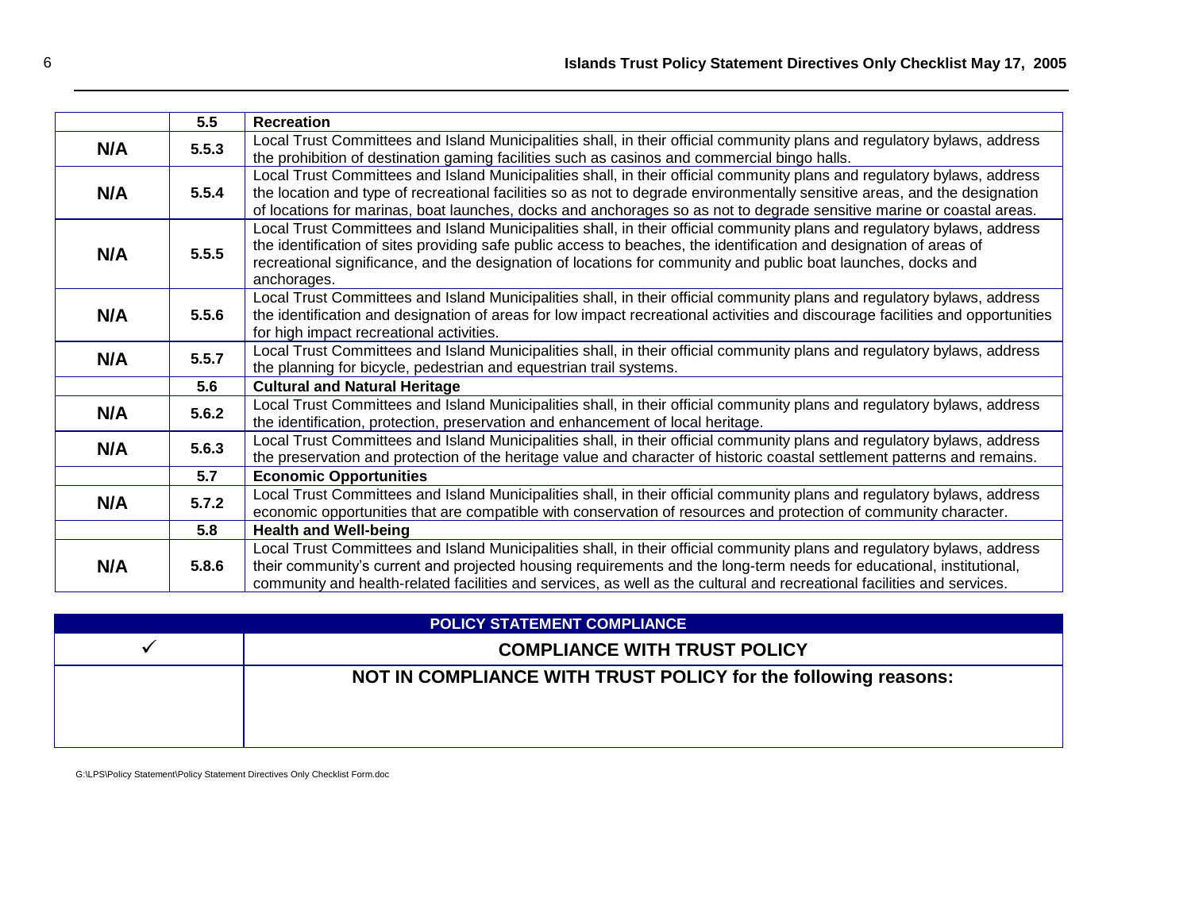| | 5.5 | **Recreation** |
|---|---|---|
| **N/A** | **5.5.3** | Local Trust Committees and Island Municipalities shall, in their official community plans and regulatory bylaws, address the prohibition of destination gaming facilities such as casinos and commercial bingo halls. |
| **N/A** | **5.5.4** | Local Trust Committees and Island Municipalities shall, in their official community plans and regulatory bylaws, address the location and type of recreational facilities so as not to degrade environmentally sensitive areas, and the designation of locations for marinas, boat launches, docks and anchorages so as not to degrade sensitive marine or coastal areas. |
| **N/A** | **5.5.5** | Local Trust Committees and Island Municipalities shall, in their official community plans and regulatory bylaws, address the identification of sites providing safe public access to beaches, the identification and designation of areas of recreational significance, and the designation of locations for community and public boat launches, docks and anchorages. |
| **N/A** | **5.5.6** | Local Trust Committees and Island Municipalities shall, in their official community plans and regulatory bylaws, address the identification and designation of areas for low impact recreational activities and discourage facilities and opportunities for high impact recreational activities. |
| **N/A** | **5.5.7** | Local Trust Committees and Island Municipalities shall, in their official community plans and regulatory bylaws, address the planning for bicycle, pedestrian and equestrian trail systems. |
| | **5.6** | **Cultural and Natural Heritage** |
| **N/A** | **5.6.2** | Local Trust Committees and Island Municipalities shall, in their official community plans and regulatory bylaws, address the identification, protection, preservation and enhancement of local heritage. |
| **N/A** | **5.6.3** | Local Trust Committees and Island Municipalities shall, in their official community plans and regulatory bylaws, address the preservation and protection of the heritage value and character of historic coastal settlement patterns and remains. |
| | **5.7** | **Economic Opportunities** |
| **N/A** | **5.7.2** | Local Trust Committees and Island Municipalities shall, in their official community plans and regulatory bylaws, address economic opportunities that are compatible with conservation of resources and protection of community character. |
| | **5.8** | **Health and Well-being** |
| **N/A** | **5.8.6** | Local Trust Committees and Island Municipalities shall, in their official community plans and regulatory bylaws, address their community's current and projected housing requirements and the long-term needs for educational, institutional, community and health-related facilities and services, as well as the cultural and recreational facilities and services. |

| **POLICY STATEMENT COMPLIANCE** | |
|---|---|
| ✓ | **COMPLIANCE WITH TRUST POLICY** |
| | **NOT IN COMPLIANCE WITH TRUST POLICY for the following reasons:** |

G:\LPS\Policy Statement\Policy Statement Directives Only Checklist Form.doc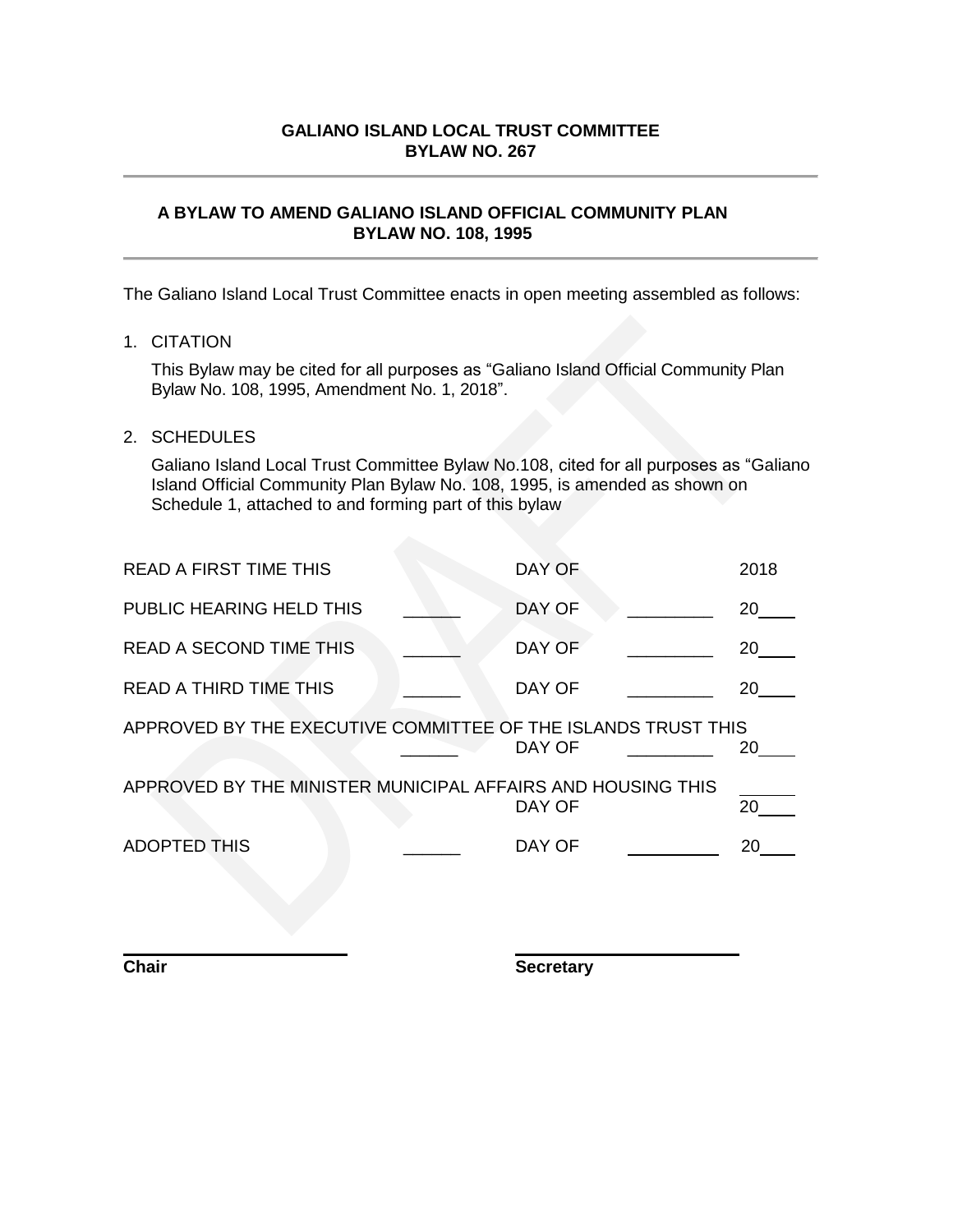**GALIANO ISLAND LOCAL TRUST COMMITTEE**
**BYLAW NO. 267**

---

**A BYLAW TO AMEND GALIANO ISLAND OFFICIAL COMMUNITY PLAN BYLAW NO. 108, 1995**

---

The Galiano Island Local Trust Committee enacts in open meeting assembled as follows:

1. CITATION

   This Bylaw may be cited for all purposes as "Galiano Island Official Community Plan Bylaw No. 108, 1995, Amendment No. 1, 2018".

2. SCHEDULES

   Galiano Island Local Trust Committee Bylaw No.108, cited for all purposes as "Galiano Island Official Community Plan Bylaw No. 108, 1995, is amended as shown on Schedule 1, attached to and forming part of this bylaw

READ A FIRST TIME THIS DAY OF 2018

PUBLIC HEARING HELD THIS ______ DAY OF _________ 20____

READ A SECOND TIME THIS ______ DAY OF _________ 20____

READ A THIRD TIME THIS ______ DAY OF _________ 20____

APPROVED BY THE EXECUTIVE COMMITTEE OF THE ISLANDS TRUST THIS ______ DAY OF _________ 20____

APPROVED BY THE MINISTER MUNICIPAL AFFAIRS AND HOUSING THIS ______ DAY OF 20____

ADOPTED THIS ______ DAY OF _________ 20____

______________________ ______________________
**Chair** **Secretary**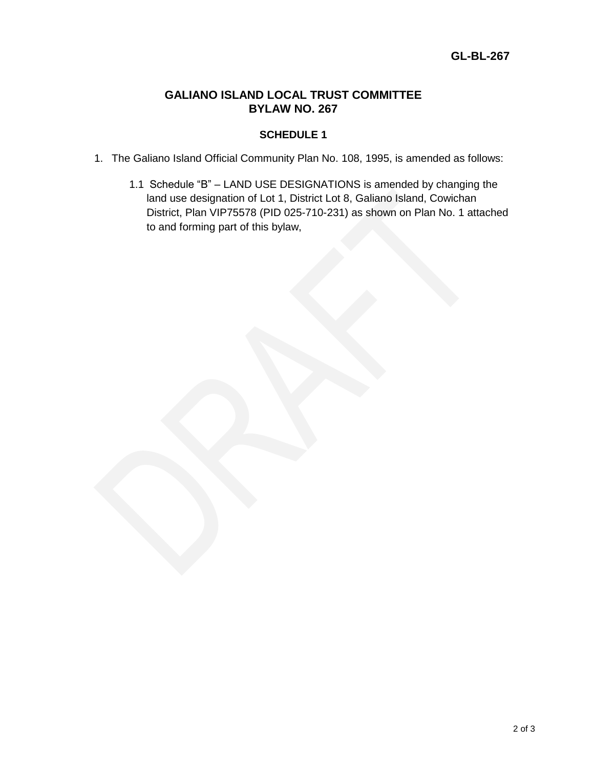**GL-BL-267**

# GALIANO ISLAND LOCAL TRUST COMMITTEE
# BYLAW NO. 267

## SCHEDULE 1

1. The Galiano Island Official Community Plan No. 108, 1995, is amended as follows:

   1.1 Schedule "B" – LAND USE DESIGNATIONS is amended by changing the land use designation of Lot 1, District Lot 8, Galiano Island, Cowichan District, Plan VIP75578 (PID 025-710-231) as shown on Plan No. 1 attached to and forming part of this bylaw,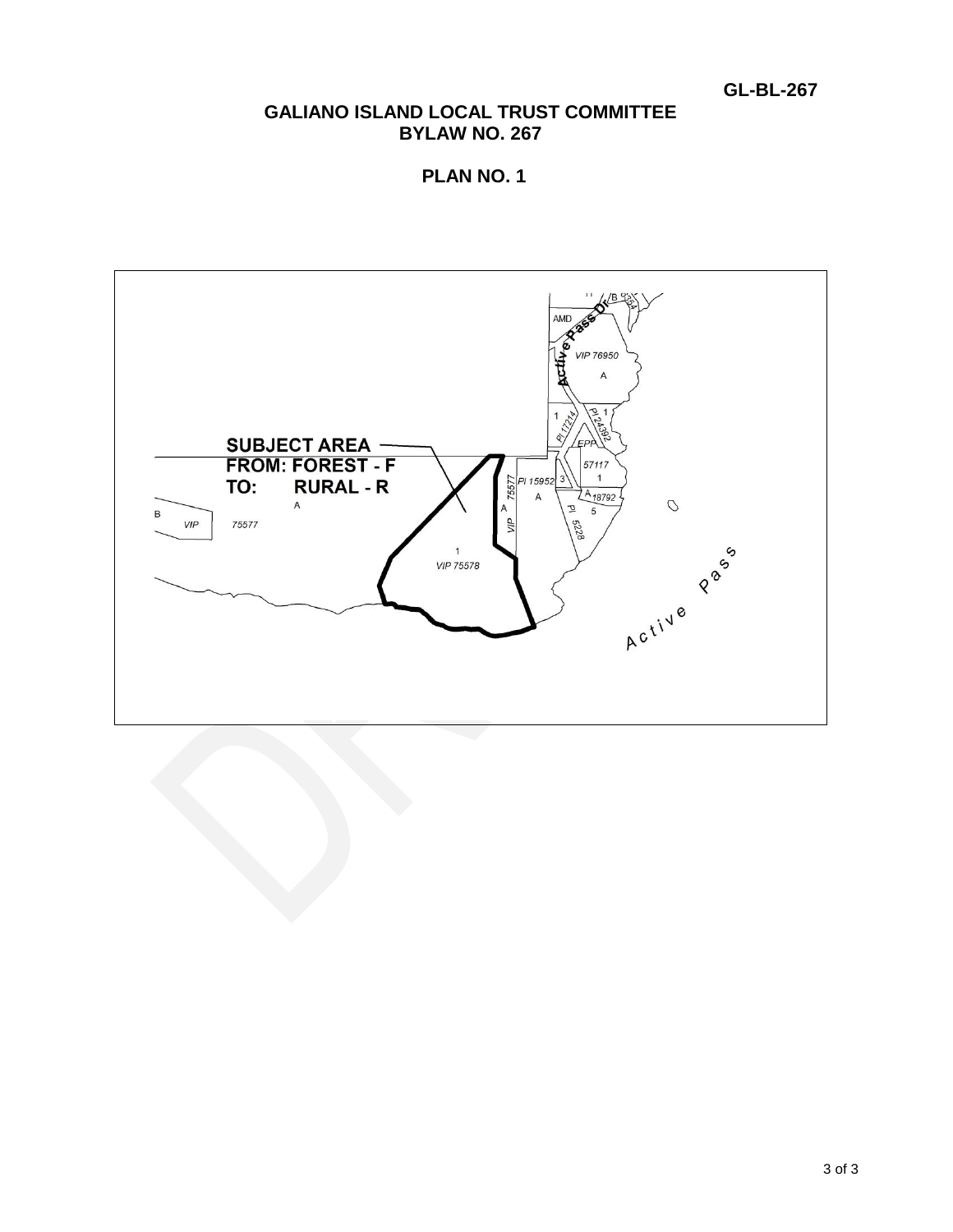GL-BL-267

# GALIANO ISLAND LOCAL TRUST COMMITTEE
## BYLAW NO. 267

## PLAN NO. 1

**SUBJECT AREA**
**FROM: FOREST - F**
**TO: RURAL - R**

AMD

Active Pass Dr

VIP 76950

A

1

PI 17214

PI 24392

1

EPP

57117

1

VIP 75577

PI 15952

3

A

A

18792

5

PI 5228

A

B

VIP

75577

1

VIP 75578

Active Pass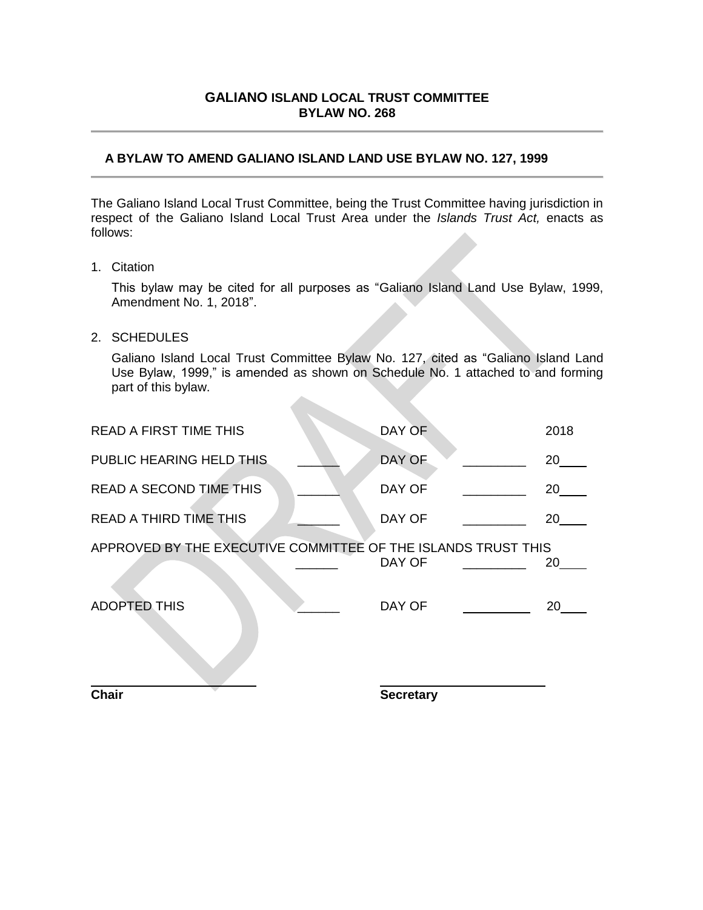**GALIANO ISLAND LOCAL TRUST COMMITTEE**
**BYLAW NO. 268**

---

**A BYLAW TO AMEND GALIANO ISLAND LAND USE BYLAW NO. 127, 1999**

---

The Galiano Island Local Trust Committee, being the Trust Committee having jurisdiction in respect of the Galiano Island Local Trust Area under the *Islands Trust Act,* enacts as follows:

1. Citation

   This bylaw may be cited for all purposes as "Galiano Island Land Use Bylaw, 1999, Amendment No. 1, 2018".

2. SCHEDULES

   Galiano Island Local Trust Committee Bylaw No. 127, cited as "Galiano Island Land Use Bylaw, 1999," is amended as shown on Schedule No. 1 attached to and forming part of this bylaw.

| | | | | |
|---|---|---|---|---|
| READ A FIRST TIME THIS | | DAY OF | | 2018 |
| PUBLIC HEARING HELD THIS | ______ | DAY OF | _________ | 20____ |
| READ A SECOND TIME THIS | ______ | DAY OF | _________ | 20____ |
| READ A THIRD TIME THIS | ______ | DAY OF | _________ | 20____ |

APPROVED BY THE EXECUTIVE COMMITTEE OF THE ISLANDS TRUST THIS ______ DAY OF _________ 20____

ADOPTED THIS ______ DAY OF _________ 20____

_________________________ _________________________
**Chair** **Secretary**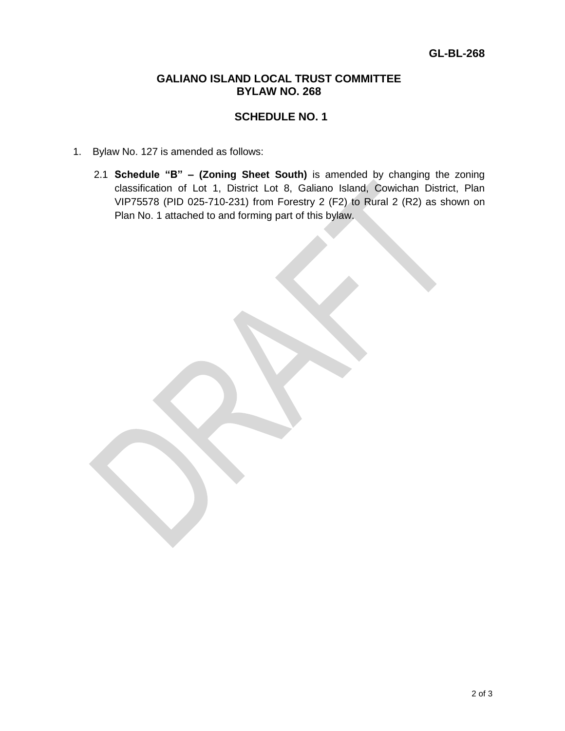**GL-BL-268**

# GALIANO ISLAND LOCAL TRUST COMMITTEE
# BYLAW NO. 268

## SCHEDULE NO. 1

1. Bylaw No. 127 is amended as follows:

   2.1 **Schedule "B" – (Zoning Sheet South)** is amended by changing the zoning classification of Lot 1, District Lot 8, Galiano Island, Cowichan District, Plan VIP75578 (PID 025-710-231) from Forestry 2 (F2) to Rural 2 (R2) as shown on Plan No. 1 attached to and forming part of this bylaw.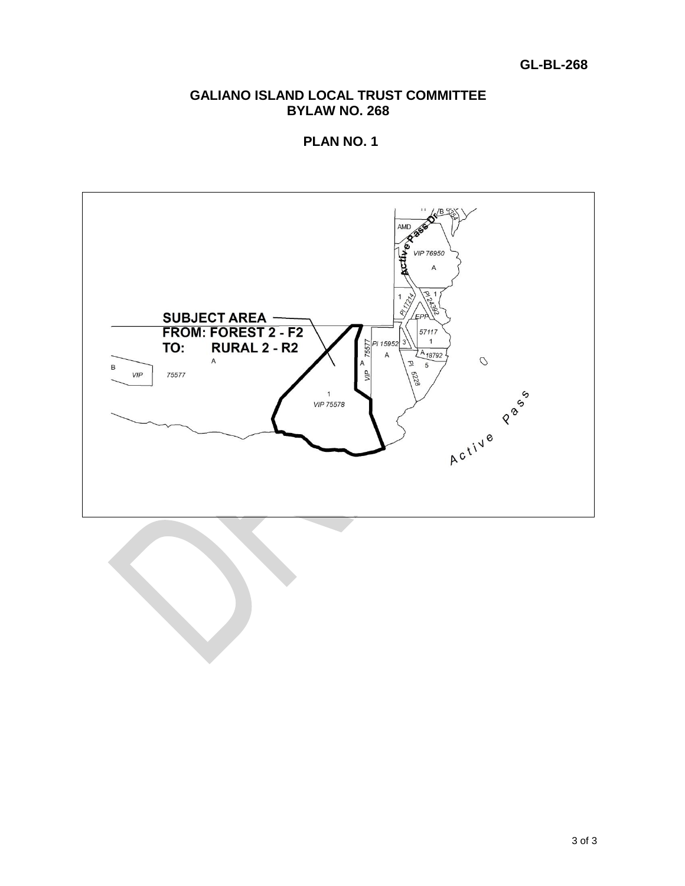# GALIANO ISLAND LOCAL TRUST COMMITTEE
## BYLAW NO. 268

## PLAN NO. 1

SUBJECT AREA
FROM: FOREST 2 - F2
TO: RURAL 2 - R2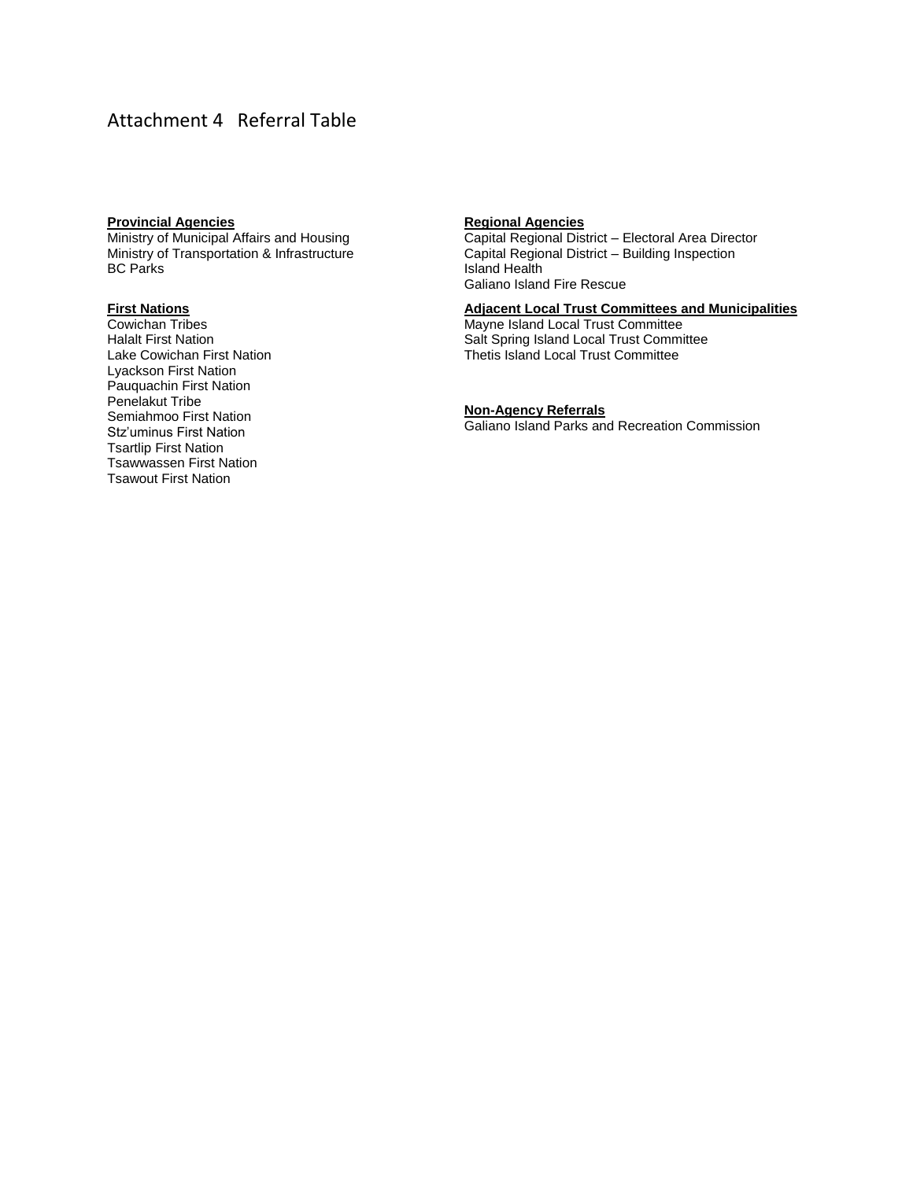# Attachment 4 Referral Table

**Provincial Agencies**
Ministry of Municipal Affairs and Housing
Ministry of Transportation & Infrastructure
BC Parks

**First Nations**
Cowichan Tribes
Halalt First Nation
Lake Cowichan First Nation
Lyackson First Nation
Pauquachin First Nation
Penelakut Tribe
Semiahmoo First Nation
Stz'uminus First Nation
Tsartlip First Nation
Tsawwassen First Nation
Tsawout First Nation

**Regional Agencies**
Capital Regional District – Electoral Area Director
Capital Regional District – Building Inspection
Island Health
Galiano Island Fire Rescue

**Adjacent Local Trust Committees and Municipalities**
Mayne Island Local Trust Committee
Salt Spring Island Local Trust Committee
Thetis Island Local Trust Committee

**Non-Agency Referrals**
Galiano Island Parks and Recreation Commission